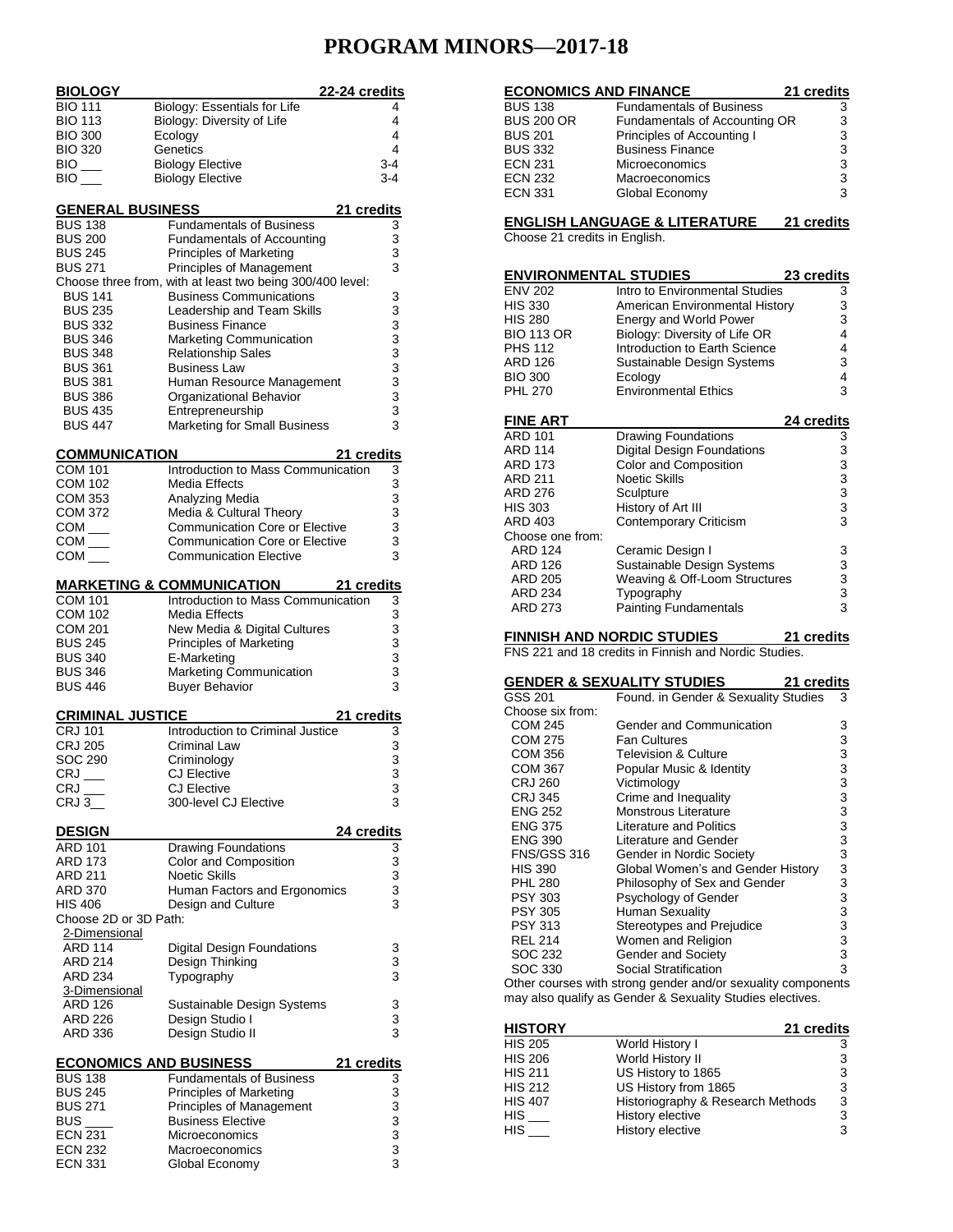# PROGRAM MINORS—2017-18

## BIOLOGY — 22-24 credits

| Course | Title | Credits |
|---|---|---|
| BIO 111 | Biology: Essentials for Life | 4 |
| BIO 113 | Biology: Diversity of Life | 4 |
| BIO 300 | Ecology | 4 |
| BIO 320 | Genetics | 4 |
| BIO ___ | Biology Elective | 3-4 |
| BIO ___ | Biology Elective | 3-4 |

## GENERAL BUSINESS — 21 credits

| Course | Title | Credits |
|---|---|---|
| BUS 138 | Fundamentals of Business | 3 |
| BUS 200 | Fundamentals of Accounting | 3 |
| BUS 245 | Principles of Marketing | 3 |
| BUS 271 | Principles of Management | 3 |

Choose three from, with at least two being 300/400 level:

| Course | Title | Credits |
|---|---|---|
| BUS 141 | Business Communications | 3 |
| BUS 235 | Leadership and Team Skills | 3 |
| BUS 332 | Business Finance | 3 |
| BUS 346 | Marketing Communication | 3 |
| BUS 348 | Relationship Sales | 3 |
| BUS 361 | Business Law | 3 |
| BUS 381 | Human Resource Management | 3 |
| BUS 386 | Organizational Behavior | 3 |
| BUS 435 | Entrepreneurship | 3 |
| BUS 447 | Marketing for Small Business | 3 |

## COMMUNICATION — 21 credits

| Course | Title | Credits |
|---|---|---|
| COM 101 | Introduction to Mass Communication | 3 |
| COM 102 | Media Effects | 3 |
| COM 353 | Analyzing Media | 3 |
| COM 372 | Media & Cultural Theory | 3 |
| COM ___ | Communication Core or Elective | 3 |
| COM ___ | Communication Core or Elective | 3 |
| COM ___ | Communication Elective | 3 |

## MARKETING & COMMUNICATION — 21 credits

| Course | Title | Credits |
|---|---|---|
| COM 101 | Introduction to Mass Communication | 3 |
| COM 102 | Media Effects | 3 |
| COM 201 | New Media & Digital Cultures | 3 |
| BUS 245 | Principles of Marketing | 3 |
| BUS 340 | E-Marketing | 3 |
| BUS 346 | Marketing Communication | 3 |
| BUS 446 | Buyer Behavior | 3 |

## CRIMINAL JUSTICE — 21 credits

| Course | Title | Credits |
|---|---|---|
| CRJ 101 | Introduction to Criminal Justice | 3 |
| CRJ 205 | Criminal Law | 3 |
| SOC 290 | Criminology | 3 |
| CRJ ___ | CJ Elective | 3 |
| CRJ ___ | CJ Elective | 3 |
| CRJ 3__ | 300-level CJ Elective | 3 |

## DESIGN — 24 credits

| Course | Title | Credits |
|---|---|---|
| ARD 101 | Drawing Foundations | 3 |
| ARD 173 | Color and Composition | 3 |
| ARD 211 | Noetic Skills | 3 |
| ARD 370 | Human Factors and Ergonomics | 3 |
| HIS 406 | Design and Culture | 3 |

Choose 2D or 3D Path:

2-Dimensional

| Course | Title | Credits |
|---|---|---|
| ARD 114 | Digital Design Foundations | 3 |
| ARD 214 | Design Thinking | 3 |
| ARD 234 | Typography | 3 |

3-Dimensional

| Course | Title | Credits |
|---|---|---|
| ARD 126 | Sustainable Design Systems | 3 |
| ARD 226 | Design Studio I | 3 |
| ARD 336 | Design Studio II | 3 |

## ECONOMICS AND BUSINESS — 21 credits

| Course | Title | Credits |
|---|---|---|
| BUS 138 | Fundamentals of Business | 3 |
| BUS 245 | Principles of Marketing | 3 |
| BUS 271 | Principles of Management | 3 |
| BUS ____ | Business Elective | 3 |
| ECN 231 | Microeconomics | 3 |
| ECN 232 | Macroeconomics | 3 |
| ECN 331 | Global Economy | 3 |

## ECONOMICS AND FINANCE — 21 credits

| Course | Title | Credits |
|---|---|---|
| BUS 138 | Fundamentals of Business | 3 |
| BUS 200 OR | Fundamentals of Accounting OR | 3 |
| BUS 201 | Principles of Accounting I | 3 |
| BUS 332 | Business Finance | 3 |
| ECN 231 | Microeconomics | 3 |
| ECN 232 | Macroeconomics | 3 |
| ECN 331 | Global Economy | 3 |

## ENGLISH LANGUAGE & LITERATURE — 21 credits

Choose 21 credits in English.

## ENVIRONMENTAL STUDIES — 23 credits

| Course | Title | Credits |
|---|---|---|
| ENV 202 | Intro to Environmental Studies | 3 |
| HIS 330 | American Environmental History | 3 |
| HIS 280 | Energy and World Power | 3 |
| BIO 113 OR | Biology: Diversity of Life OR | 4 |
| PHS 112 | Introduction to Earth Science | 4 |
| ARD 126 | Sustainable Design Systems | 3 |
| BIO 300 | Ecology | 4 |
| PHL 270 | Environmental Ethics | 3 |

## FINE ART — 24 credits

| Course | Title | Credits |
|---|---|---|
| ARD 101 | Drawing Foundations | 3 |
| ARD 114 | Digital Design Foundations | 3 |
| ARD 173 | Color and Composition | 3 |
| ARD 211 | Noetic Skills | 3 |
| ARD 276 | Sculpture | 3 |
| HIS 303 | History of Art III | 3 |
| ARD 403 | Contemporary Criticism | 3 |

Choose one from:

| Course | Title | Credits |
|---|---|---|
| ARD 124 | Ceramic Design I | 3 |
| ARD 126 | Sustainable Design Systems | 3 |
| ARD 205 | Weaving & Off-Loom Structures | 3 |
| ARD 234 | Typography | 3 |
| ARD 273 | Painting Fundamentals | 3 |

## FINNISH AND NORDIC STUDIES — 21 credits

FNS 221 and 18 credits in Finnish and Nordic Studies.

## GENDER & SEXUALITY STUDIES — 21 credits

| Course | Title | Credits |
|---|---|---|
| GSS 201 | Found. in Gender & Sexuality Studies | 3 |

Choose six from:

| Course | Title | Credits |
|---|---|---|
| COM 245 | Gender and Communication | 3 |
| COM 275 | Fan Cultures | 3 |
| COM 356 | Television & Culture | 3 |
| COM 367 | Popular Music & Identity | 3 |
| CRJ 260 | Victimology | 3 |
| CRJ 345 | Crime and Inequality | 3 |
| ENG 252 | Monstrous Literature | 3 |
| ENG 375 | Literature and Politics | 3 |
| ENG 390 | Literature and Gender | 3 |
| FNS/GSS 316 | Gender in Nordic Society | 3 |
| HIS 390 | Global Women's and Gender History | 3 |
| PHL 280 | Philosophy of Sex and Gender | 3 |
| PSY 303 | Psychology of Gender | 3 |
| PSY 305 | Human Sexuality | 3 |
| PSY 313 | Stereotypes and Prejudice | 3 |
| REL 214 | Women and Religion | 3 |
| SOC 232 | Gender and Society | 3 |
| SOC 330 | Social Stratification | 3 |

Other courses with strong gender and/or sexuality components may also qualify as Gender & Sexuality Studies electives.

## HISTORY — 21 credits

| Course | Title | Credits |
|---|---|---|
| HIS 205 | World History I | 3 |
| HIS 206 | World History II | 3 |
| HIS 211 | US History to 1865 | 3 |
| HIS 212 | US History from 1865 | 3 |
| HIS 407 | Historiography & Research Methods | 3 |
| HIS ___ | History elective | 3 |
| HIS ___ | History elective | 3 |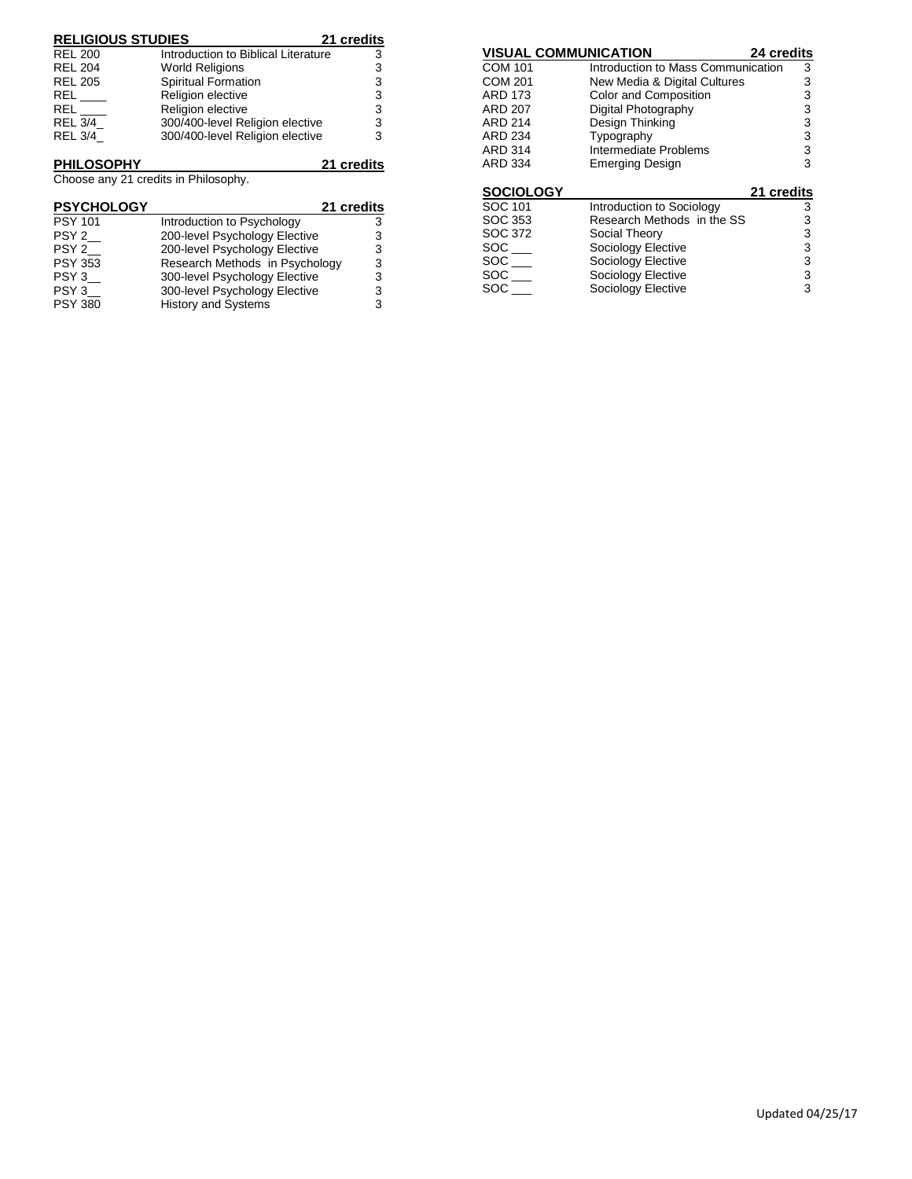## RELIGIOUS STUDIES — 21 credits

| | | |
|---|---|---|
| REL 200 | Introduction to Biblical Literature | 3 |
| REL 204 | World Religions | 3 |
| REL 205 | Spiritual Formation | 3 |
| REL ____ | Religion elective | 3 |
| REL ____ | Religion elective | 3 |
| REL 3/4_ | 300/400-level Religion elective | 3 |
| REL 3/4_ | 300/400-level Religion elective | 3 |

## PHILOSOPHY — 21 credits

Choose any 21 credits in Philosophy.

## PSYCHOLOGY — 21 credits

| | | |
|---|---|---|
| PSY 101 | Introduction to Psychology | 3 |
| PSY 2__ | 200-level Psychology Elective | 3 |
| PSY 2__ | 200-level Psychology Elective | 3 |
| PSY 353 | Research Methods in Psychology | 3 |
| PSY 3__ | 300-level Psychology Elective | 3 |
| PSY 3__ | 300-level Psychology Elective | 3 |
| PSY 380 | History and Systems | 3 |

## VISUAL COMMUNICATION — 24 credits

| | | |
|---|---|---|
| COM 101 | Introduction to Mass Communication | 3 |
| COM 201 | New Media & Digital Cultures | 3 |
| ARD 173 | Color and Composition | 3 |
| ARD 207 | Digital Photography | 3 |
| ARD 214 | Design Thinking | 3 |
| ARD 234 | Typography | 3 |
| ARD 314 | Intermediate Problems | 3 |
| ARD 334 | Emerging Design | 3 |

## SOCIOLOGY — 21 credits

| | | |
|---|---|---|
| SOC 101 | Introduction to Sociology | 3 |
| SOC 353 | Research Methods in the SS | 3 |
| SOC 372 | Social Theory | 3 |
| SOC ___ | Sociology Elective | 3 |
| SOC ___ | Sociology Elective | 3 |
| SOC ___ | Sociology Elective | 3 |
| SOC ___ | Sociology Elective | 3 |

Updated 04/25/17